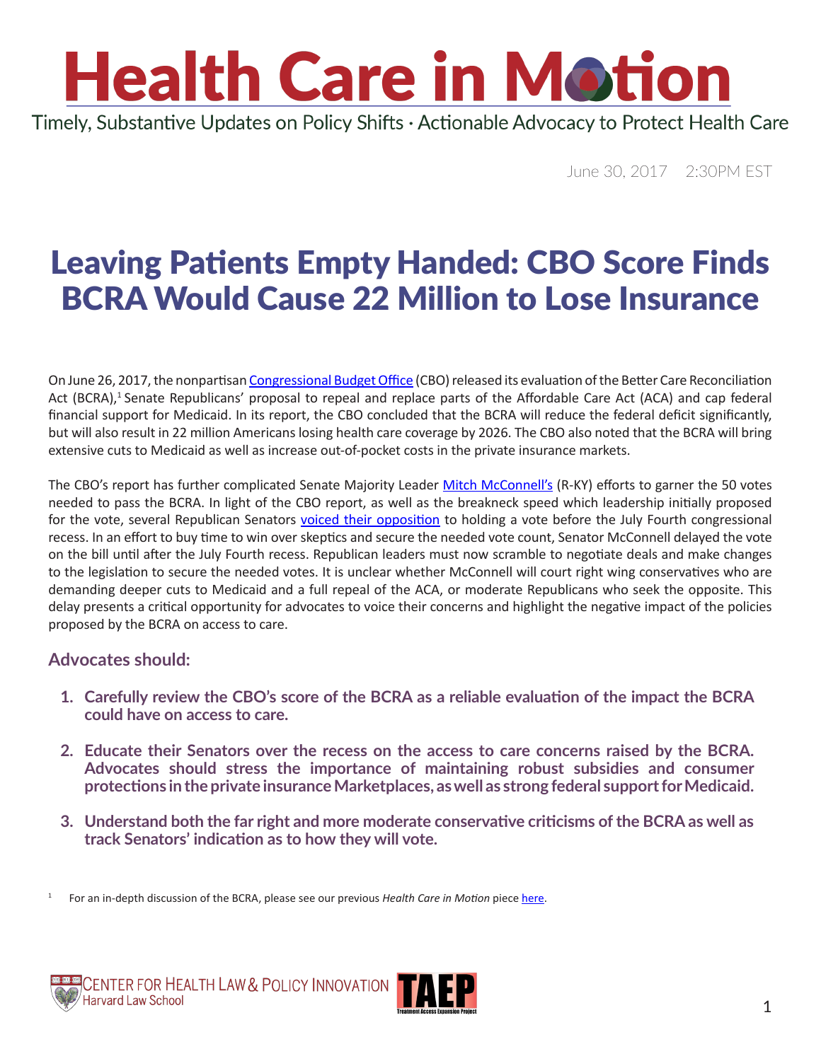# Health Care in Motion

Timely, Substantive Updates on Policy Shifts · Actionable Advocacy to Protect Health Care

June 30, 2017 2:30PM EST

## Leaving Patients Empty Handed: CBO Score Finds BCRA Would Cause 22 Million to Lose Insurance

On June 26, 2017, the nonpartisan Congressional Budget Office (CBO) released its evaluation of the Better Care Reconciliation Act (BCRA),[1] Senate Republicans' proposal to repeal and replace parts of the Affordable Care Act (ACA) and cap federal financial support for Medicaid. In its report, the CBO concluded that the BCRA will reduce the federal deficit significantly, but will also result in 22 million Americans losing health care coverage by 2026. The CBO also noted that the BCRA will bring extensive cuts to Medicaid as well as increase out-of-pocket costs in the private insurance markets.

The CBO's report has further complicated Senate Majority Leader Mitch McConnell's (R-KY) efforts to garner the 50 votes needed to pass the BCRA. In light of the CBO report, as well as the breakneck speed which leadership initially proposed for the vote, several Republican Senators voiced their opposition to holding a vote before the July Fourth congressional recess. In an effort to buy time to win over skeptics and secure the needed vote count, Senator McConnell delayed the vote on the bill until after the July Fourth recess. Republican leaders must now scramble to negotiate deals and make changes to the legislation to secure the needed votes. It is unclear whether McConnell will court right wing conservatives who are demanding deeper cuts to Medicaid and a full repeal of the ACA, or moderate Republicans who seek the opposite. This delay presents a critical opportunity for advocates to voice their concerns and highlight the negative impact of the policies proposed by the BCRA on access to care.

### Advocates should:

1. **Carefully review the CBO's score of the BCRA as a reliable evaluation of the impact the BCRA could have on access to care.**
2. **Educate their Senators over the recess on the access to care concerns raised by the BCRA. Advocates should stress the importance of maintaining robust subsidies and consumer protections in the private insurance Marketplaces, as well as strong federal support for Medicaid.**
3. **Understand both the far right and more moderate conservative criticisms of the BCRA as well as track Senators' indication as to how they will vote.**

[1] For an in-depth discussion of the BCRA, please see our previous *Health Care in Motion* piece here.

Center for Health Law & Policy Innovation, Harvard Law School · TAEP Treatment Access Expansion Project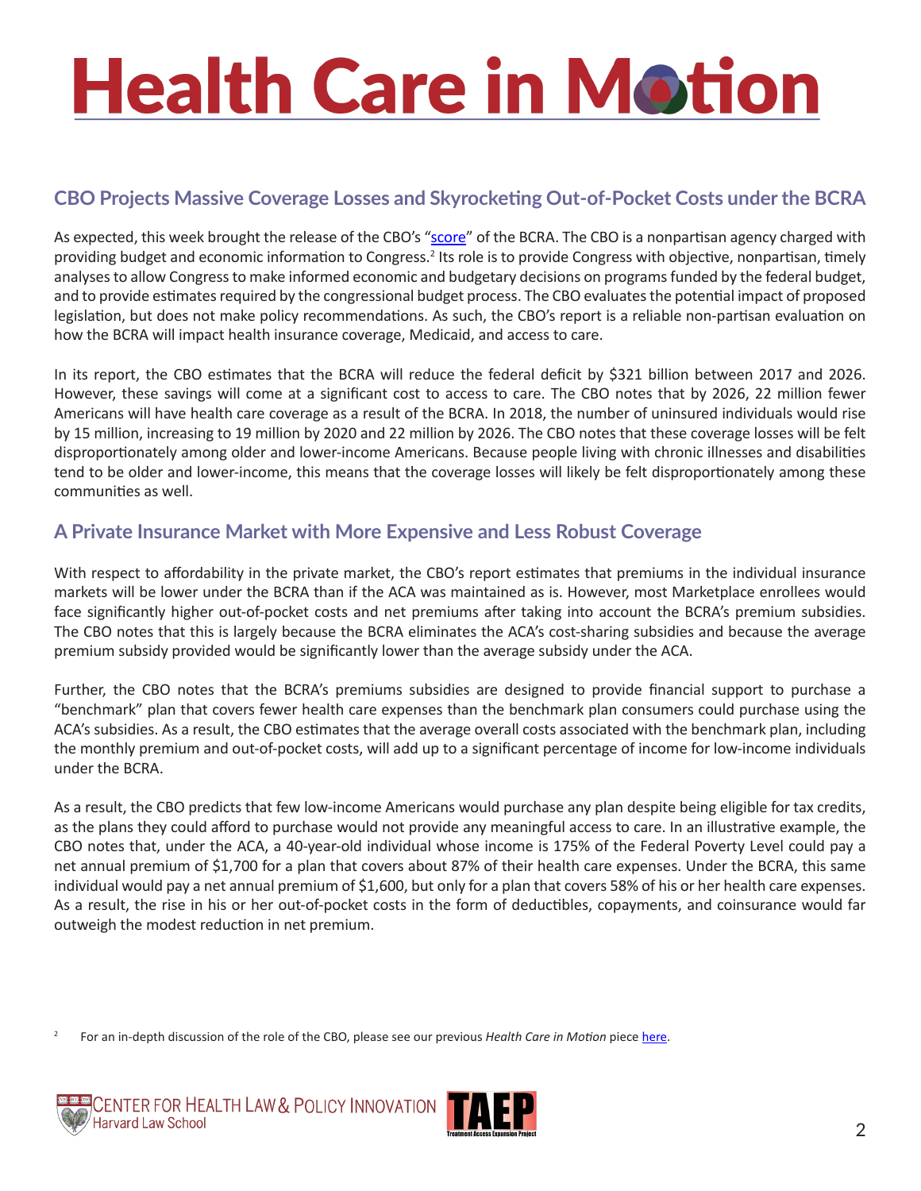## CBO Projects Massive Coverage Losses and Skyrocketing Out-of-Pocket Costs under the BCRA

As expected, this week brought the release of the CBO's "score" of the BCRA. The CBO is a nonpartisan agency charged with providing budget and economic information to Congress.[2] Its role is to provide Congress with objective, nonpartisan, timely analyses to allow Congress to make informed economic and budgetary decisions on programs funded by the federal budget, and to provide estimates required by the congressional budget process. The CBO evaluates the potential impact of proposed legislation, but does not make policy recommendations. As such, the CBO's report is a reliable non-partisan evaluation on how the BCRA will impact health insurance coverage, Medicaid, and access to care.

In its report, the CBO estimates that the BCRA will reduce the federal deficit by $321 billion between 2017 and 2026. However, these savings will come at a significant cost to access to care. The CBO notes that by 2026, 22 million fewer Americans will have health care coverage as a result of the BCRA. In 2018, the number of uninsured individuals would rise by 15 million, increasing to 19 million by 2020 and 22 million by 2026. The CBO notes that these coverage losses will be felt disproportionately among older and lower-income Americans. Because people living with chronic illnesses and disabilities tend to be older and lower-income, this means that the coverage losses will likely be felt disproportionately among these communities as well.

## A Private Insurance Market with More Expensive and Less Robust Coverage

With respect to affordability in the private market, the CBO's report estimates that premiums in the individual insurance markets will be lower under the BCRA than if the ACA was maintained as is. However, most Marketplace enrollees would face significantly higher out-of-pocket costs and net premiums after taking into account the BCRA's premium subsidies. The CBO notes that this is largely because the BCRA eliminates the ACA's cost-sharing subsidies and because the average premium subsidy provided would be significantly lower than the average subsidy under the ACA.

Further, the CBO notes that the BCRA's premiums subsidies are designed to provide financial support to purchase a "benchmark" plan that covers fewer health care expenses than the benchmark plan consumers could purchase using the ACA's subsidies. As a result, the CBO estimates that the average overall costs associated with the benchmark plan, including the monthly premium and out-of-pocket costs, will add up to a significant percentage of income for low-income individuals under the BCRA.

As a result, the CBO predicts that few low-income Americans would purchase any plan despite being eligible for tax credits, as the plans they could afford to purchase would not provide any meaningful access to care. In an illustrative example, the CBO notes that, under the ACA, a 40-year-old individual whose income is 175% of the Federal Poverty Level could pay a net annual premium of $1,700 for a plan that covers about 87% of their health care expenses. Under the BCRA, this same individual would pay a net annual premium of $1,600, but only for a plan that covers 58% of his or her health care expenses. As a result, the rise in his or her out-of-pocket costs in the form of deductibles, copayments, and coinsurance would far outweigh the modest reduction in net premium.

[2] For an in-depth discussion of the role of the CBO, please see our previous *Health Care in Motion* piece here.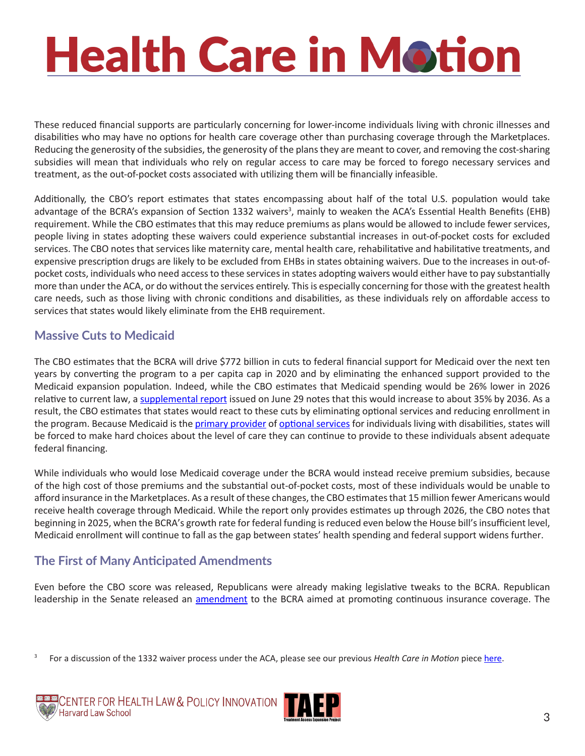These reduced financial supports are particularly concerning for lower-income individuals living with chronic illnesses and disabilities who may have no options for health care coverage other than purchasing coverage through the Marketplaces. Reducing the generosity of the subsidies, the generosity of the plans they are meant to cover, and removing the cost-sharing subsidies will mean that individuals who rely on regular access to care may be forced to forego necessary services and treatment, as the out-of-pocket costs associated with utilizing them will be financially infeasible.

Additionally, the CBO's report estimates that states encompassing about half of the total U.S. population would take advantage of the BCRA's expansion of Section 1332 waivers[3], mainly to weaken the ACA's Essential Health Benefits (EHB) requirement. While the CBO estimates that this may reduce premiums as plans would be allowed to include fewer services, people living in states adopting these waivers could experience substantial increases in out-of-pocket costs for excluded services. The CBO notes that services like maternity care, mental health care, rehabilitative and habilitative treatments, and expensive prescription drugs are likely to be excluded from EHBs in states obtaining waivers. Due to the increases in out-of-pocket costs, individuals who need access to these services in states adopting waivers would either have to pay substantially more than under the ACA, or do without the services entirely. This is especially concerning for those with the greatest health care needs, such as those living with chronic conditions and disabilities, as these individuals rely on affordable access to services that states would likely eliminate from the EHB requirement.

## Massive Cuts to Medicaid

The CBO estimates that the BCRA will drive $772 billion in cuts to federal financial support for Medicaid over the next ten years by converting the program to a per capita cap in 2020 and by eliminating the enhanced support provided to the Medicaid expansion population. Indeed, while the CBO estimates that Medicaid spending would be 26% lower in 2026 relative to current law, a supplemental report issued on June 29 notes that this would increase to about 35% by 2036. As a result, the CBO estimates that states would react to these cuts by eliminating optional services and reducing enrollment in the program. Because Medicaid is the primary provider of optional services for individuals living with disabilities, states will be forced to make hard choices about the level of care they can continue to provide to these individuals absent adequate federal financing.

While individuals who would lose Medicaid coverage under the BCRA would instead receive premium subsidies, because of the high cost of those premiums and the substantial out-of-pocket costs, most of these individuals would be unable to afford insurance in the Marketplaces. As a result of these changes, the CBO estimates that 15 million fewer Americans would receive health coverage through Medicaid. While the report only provides estimates up through 2026, the CBO notes that beginning in 2025, when the BCRA's growth rate for federal funding is reduced even below the House bill's insufficient level, Medicaid enrollment will continue to fall as the gap between states' health spending and federal support widens further.

## The First of Many Anticipated Amendments

Even before the CBO score was released, Republicans were already making legislative tweaks to the BCRA. Republican leadership in the Senate released an amendment to the BCRA aimed at promoting continuous insurance coverage. The

[3] For a discussion of the 1332 waiver process under the ACA, please see our previous *Health Care in Motion* piece here.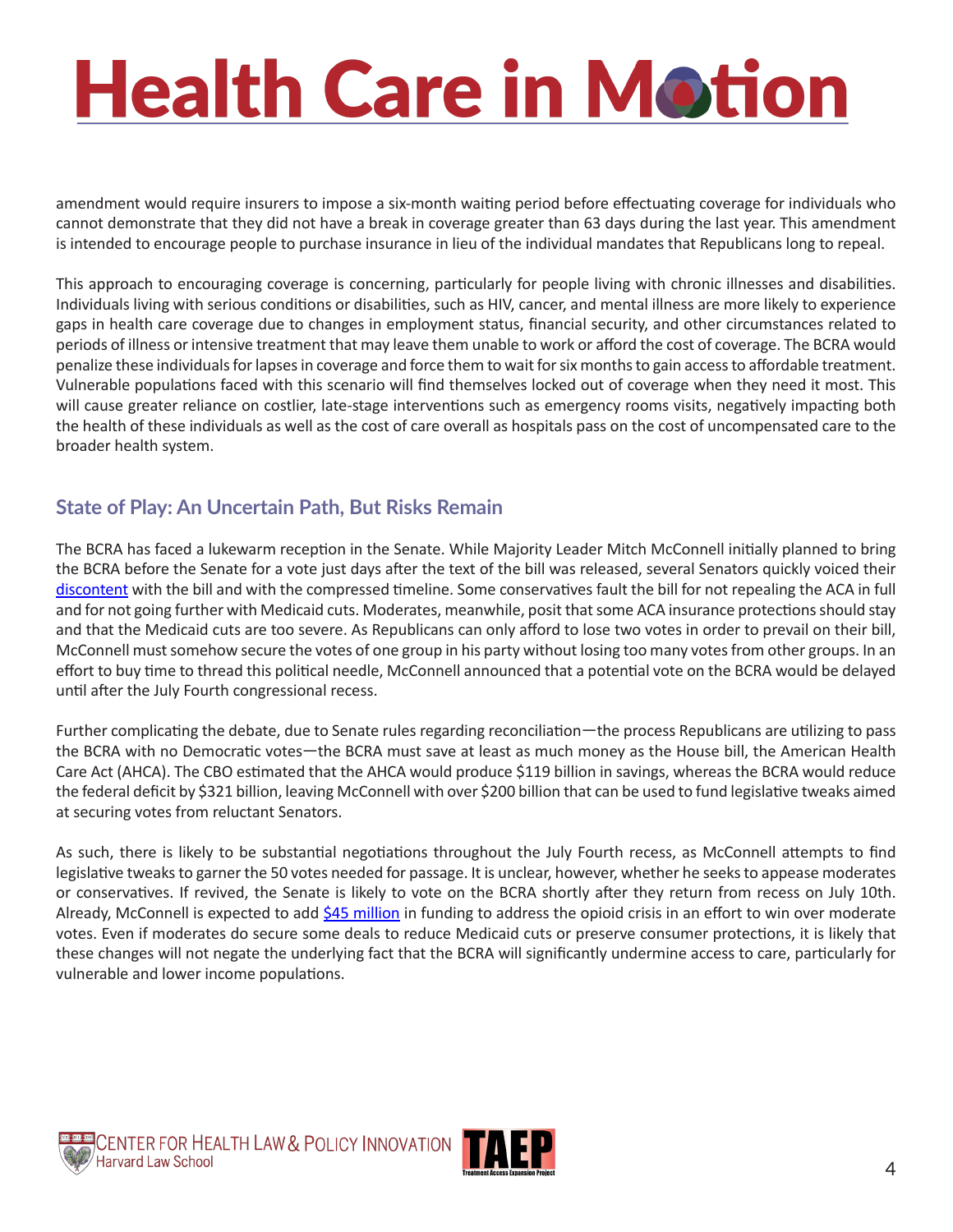amendment would require insurers to impose a six-month waiting period before effectuating coverage for individuals who cannot demonstrate that they did not have a break in coverage greater than 63 days during the last year. This amendment is intended to encourage people to purchase insurance in lieu of the individual mandates that Republicans long to repeal.

This approach to encouraging coverage is concerning, particularly for people living with chronic illnesses and disabilities. Individuals living with serious conditions or disabilities, such as HIV, cancer, and mental illness are more likely to experience gaps in health care coverage due to changes in employment status, financial security, and other circumstances related to periods of illness or intensive treatment that may leave them unable to work or afford the cost of coverage. The BCRA would penalize these individuals for lapses in coverage and force them to wait for six months to gain access to affordable treatment. Vulnerable populations faced with this scenario will find themselves locked out of coverage when they need it most. This will cause greater reliance on costlier, late-stage interventions such as emergency rooms visits, negatively impacting both the health of these individuals as well as the cost of care overall as hospitals pass on the cost of uncompensated care to the broader health system.

## State of Play: An Uncertain Path, But Risks Remain

The BCRA has faced a lukewarm reception in the Senate. While Majority Leader Mitch McConnell initially planned to bring the BCRA before the Senate for a vote just days after the text of the bill was released, several Senators quickly voiced their discontent with the bill and with the compressed timeline. Some conservatives fault the bill for not repealing the ACA in full and for not going further with Medicaid cuts. Moderates, meanwhile, posit that some ACA insurance protections should stay and that the Medicaid cuts are too severe. As Republicans can only afford to lose two votes in order to prevail on their bill, McConnell must somehow secure the votes of one group in his party without losing too many votes from other groups. In an effort to buy time to thread this political needle, McConnell announced that a potential vote on the BCRA would be delayed until after the July Fourth congressional recess.

Further complicating the debate, due to Senate rules regarding reconciliation—the process Republicans are utilizing to pass the BCRA with no Democratic votes—the BCRA must save at least as much money as the House bill, the American Health Care Act (AHCA). The CBO estimated that the AHCA would produce $119 billion in savings, whereas the BCRA would reduce the federal deficit by $321 billion, leaving McConnell with over $200 billion that can be used to fund legislative tweaks aimed at securing votes from reluctant Senators.

As such, there is likely to be substantial negotiations throughout the July Fourth recess, as McConnell attempts to find legislative tweaks to garner the 50 votes needed for passage. It is unclear, however, whether he seeks to appease moderates or conservatives. If revived, the Senate is likely to vote on the BCRA shortly after they return from recess on July 10th. Already, McConnell is expected to add $45 million in funding to address the opioid crisis in an effort to win over moderate votes. Even if moderates do secure some deals to reduce Medicaid cuts or preserve consumer protections, it is likely that these changes will not negate the underlying fact that the BCRA will significantly undermine access to care, particularly for vulnerable and lower income populations.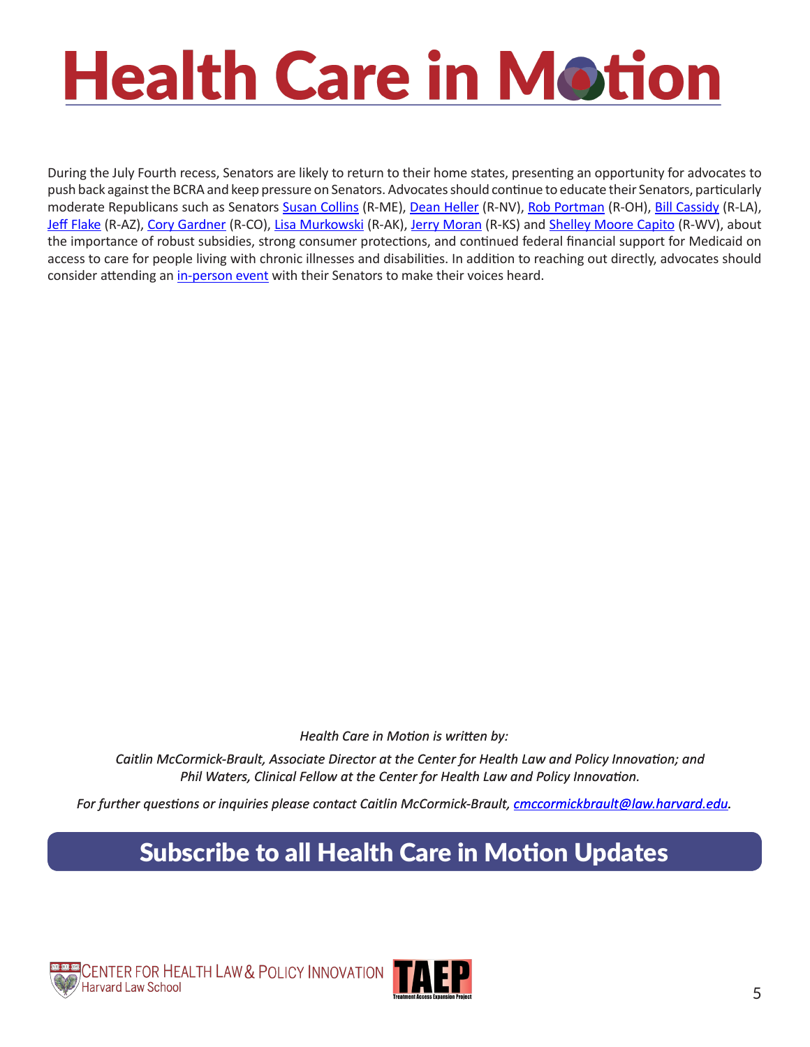# Health Care in Motion

During the July Fourth recess, Senators are likely to return to their home states, presenting an opportunity for advocates to push back against the BCRA and keep pressure on Senators. Advocates should continue to educate their Senators, particularly moderate Republicans such as Senators Susan Collins (R-ME), Dean Heller (R-NV), Rob Portman (R-OH), Bill Cassidy (R-LA), Jeff Flake (R-AZ), Cory Gardner (R-CO), Lisa Murkowski (R-AK), Jerry Moran (R-KS) and Shelley Moore Capito (R-WV), about the importance of robust subsidies, strong consumer protections, and continued federal financial support for Medicaid on access to care for people living with chronic illnesses and disabilities. In addition to reaching out directly, advocates should consider attending an in-person event with their Senators to make their voices heard.

*Health Care in Motion is written by:*

*Caitlin McCormick-Brault, Associate Director at the Center for Health Law and Policy Innovation; and Phil Waters, Clinical Fellow at the Center for Health Law and Policy Innovation.*

*For further questions or inquiries please contact Caitlin McCormick-Brault, cmccormickbrault@law.harvard.edu.*

**Subscribe to all Health Care in Motion Updates**

Center for Health Law & Policy Innovation, Harvard Law School

TAEP — Treatment Access Expansion Project